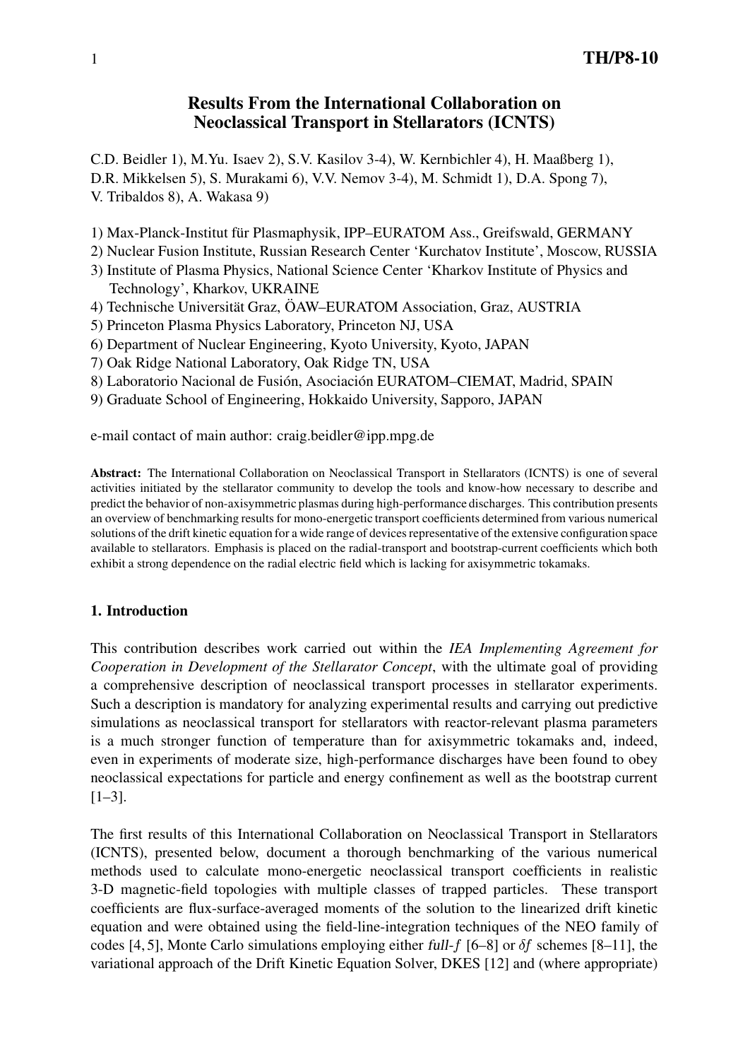# Results From the International Collaboration on Neoclassical Transport in Stellarators (ICNTS)

C.D. Beidler 1), M.Yu. Isaev 2), S.V. Kasilov 3-4), W. Kernbichler 4), H. Maaßberg 1), D.R. Mikkelsen 5), S. Murakami 6), V.V. Nemov 3-4), M. Schmidt 1), D.A. Spong 7), V. Tribaldos 8), A. Wakasa 9)

1) Max-Planck-Institut für Plasmaphysik, IPP–EURATOM Ass., Greifswald, GERMANY
2) Nuclear Fusion Institute, Russian Research Center 'Kurchatov Institute', Moscow, RUSSIA
3) Institute of Plasma Physics, National Science Center 'Kharkov Institute of Physics and Technology', Kharkov, UKRAINE
4) Technische Universität Graz, ÖAW–EURATOM Association, Graz, AUSTRIA
5) Princeton Plasma Physics Laboratory, Princeton NJ, USA
6) Department of Nuclear Engineering, Kyoto University, Kyoto, JAPAN
7) Oak Ridge National Laboratory, Oak Ridge TN, USA
8) Laboratorio Nacional de Fusión, Asociación EURATOM–CIEMAT, Madrid, SPAIN
9) Graduate School of Engineering, Hokkaido University, Sapporo, JAPAN

e-mail contact of main author: craig.beidler@ipp.mpg.de

**Abstract:** The International Collaboration on Neoclassical Transport in Stellarators (ICNTS) is one of several activities initiated by the stellarator community to develop the tools and know-how necessary to describe and predict the behavior of non-axisymmetric plasmas during high-performance discharges. This contribution presents an overview of benchmarking results for mono-energetic transport coefficients determined from various numerical solutions of the drift kinetic equation for a wide range of devices representative of the extensive configuration space available to stellarators. Emphasis is placed on the radial-transport and bootstrap-current coefficients which both exhibit a strong dependence on the radial electric field which is lacking for axisymmetric tokamaks.

## 1. Introduction

This contribution describes work carried out within the *IEA Implementing Agreement for Cooperation in Development of the Stellarator Concept*, with the ultimate goal of providing a comprehensive description of neoclassical transport processes in stellarator experiments. Such a description is mandatory for analyzing experimental results and carrying out predictive simulations as neoclassical transport for stellarators with reactor-relevant plasma parameters is a much stronger function of temperature than for axisymmetric tokamaks and, indeed, even in experiments of moderate size, high-performance discharges have been found to obey neoclassical expectations for particle and energy confinement as well as the bootstrap current [1–3].

The first results of this International Collaboration on Neoclassical Transport in Stellarators (ICNTS), presented below, document a thorough benchmarking of the various numerical methods used to calculate mono-energetic neoclassical transport coefficients in realistic 3-D magnetic-field topologies with multiple classes of trapped particles. These transport coefficients are flux-surface-averaged moments of the solution to the linearized drift kinetic equation and were obtained using the field-line-integration techniques of the NEO family of codes [4, 5], Monte Carlo simulations employing either *full-f* [6–8] or $\delta f$ schemes [8–11], the variational approach of the Drift Kinetic Equation Solver, DKES [12] and (where appropriate)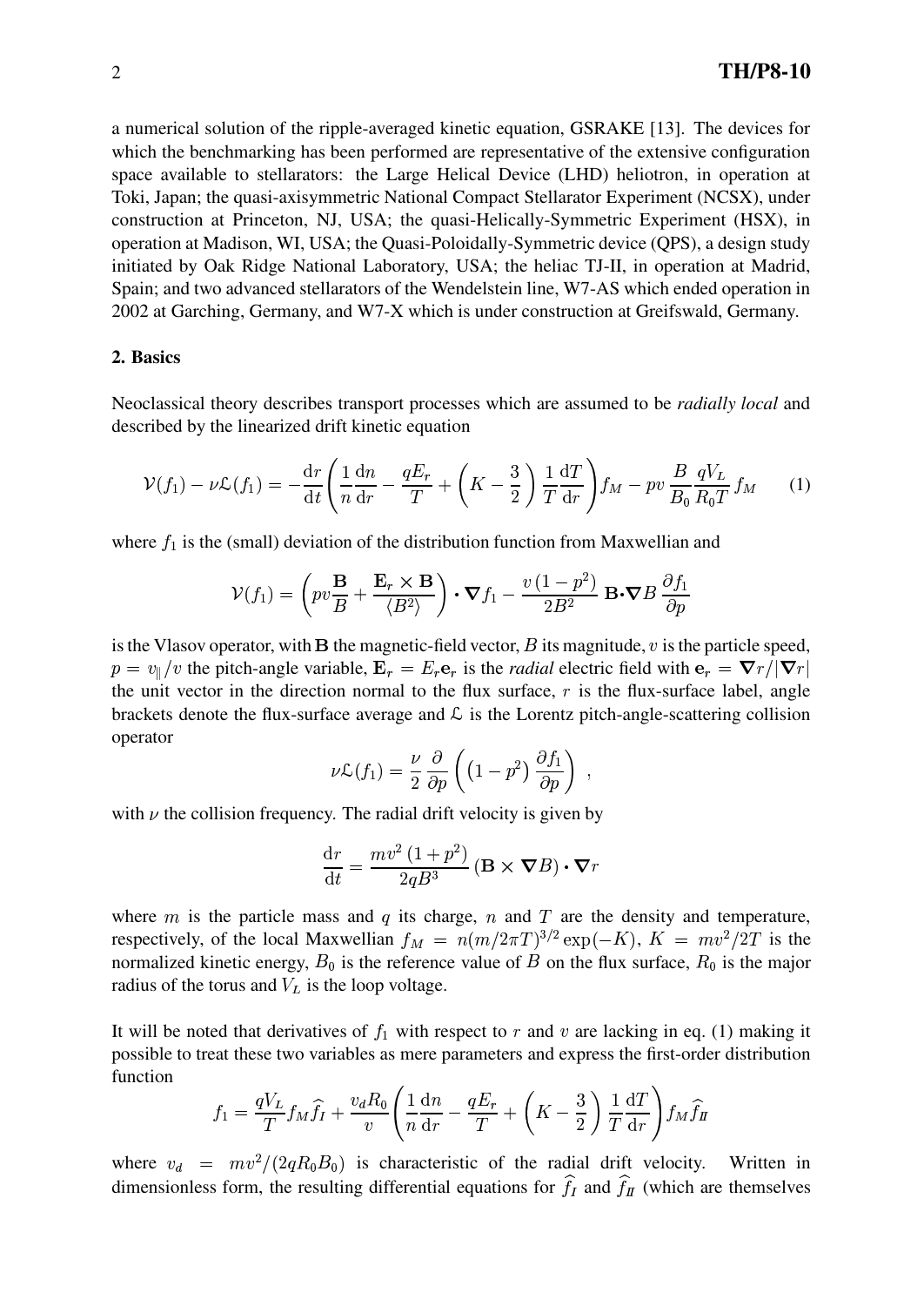a numerical solution of the ripple-averaged kinetic equation, GSRAKE [13]. The devices for which the benchmarking has been performed are representative of the extensive configuration space available to stellarators: the Large Helical Device (LHD) heliotron, in operation at Toki, Japan; the quasi-axisymmetric National Compact Stellarator Experiment (NCSX), under construction at Princeton, NJ, USA; the quasi-Helically-Symmetric Experiment (HSX), in operation at Madison, WI, USA; the Quasi-Poloidally-Symmetric device (QPS), a design study initiated by Oak Ridge National Laboratory, USA; the heliac TJ-II, in operation at Madrid, Spain; and two advanced stellarators of the Wendelstein line, W7-AS which ended operation in 2002 at Garching, Germany, and W7-X which is under construction at Greifswald, Germany.

## 2. Basics

Neoclassical theory describes transport processes which are assumed to be *radially local* and described by the linearized drift kinetic equation

$$\mathcal{V}(f_1) - \nu\mathcal{L}(f_1) = -\frac{\mathrm{d}r}{\mathrm{d}t}\left(\frac{1}{n}\frac{\mathrm{d}n}{\mathrm{d}r} - \frac{qE_r}{T} + \left(K - \frac{3}{2}\right)\frac{1}{T}\frac{\mathrm{d}T}{\mathrm{d}r}\right)f_M - pv\,\frac{B}{B_0}\frac{qV_L}{R_0 T}\,f_M \qquad (1)$$

where $f_1$ is the (small) deviation of the distribution function from Maxwellian and

$$\mathcal{V}(f_1) = \left(pv\frac{\mathbf{B}}{B} + \frac{\mathbf{E}_r \times \mathbf{B}}{\langle B^2 \rangle}\right)\boldsymbol{\cdot}\boldsymbol{\nabla} f_1 - \frac{v\,(1-p^2)}{2B^2}\,\mathbf{B}\boldsymbol{\cdot}\boldsymbol{\nabla} B\,\frac{\partial f_1}{\partial p}$$

is the Vlasov operator, with $\mathbf{B}$ the magnetic-field vector, $B$ its magnitude, $v$ is the particle speed, $p = v_\parallel/v$ the pitch-angle variable, $\mathbf{E}_r = E_r\mathbf{e}_r$ is the *radial* electric field with $\mathbf{e}_r = \boldsymbol{\nabla} r/|\boldsymbol{\nabla} r|$ the unit vector in the direction normal to the flux surface, $r$ is the flux-surface label, angle brackets denote the flux-surface average and $\mathcal{L}$ is the Lorentz pitch-angle-scattering collision operator

$$\nu\mathcal{L}(f_1) = \frac{\nu}{2}\frac{\partial}{\partial p}\left(\left(1-p^2\right)\frac{\partial f_1}{\partial p}\right) \ ,$$

with $\nu$ the collision frequency. The radial drift velocity is given by

$$\frac{\mathrm{d}r}{\mathrm{d}t} = \frac{mv^2\,(1+p^2)}{2qB^3}\,(\mathbf{B}\times\boldsymbol{\nabla} B)\boldsymbol{\cdot}\boldsymbol{\nabla} r$$

where $m$ is the particle mass and $q$ its charge, $n$ and $T$ are the density and temperature, respectively, of the local Maxwellian $f_M = n(m/2\pi T)^{3/2}\exp(-K)$, $K = mv^2/2T$ is the normalized kinetic energy, $B_0$ is the reference value of $B$ on the flux surface, $R_0$ is the major radius of the torus and $V_L$ is the loop voltage.

It will be noted that derivatives of $f_1$ with respect to $r$ and $v$ are lacking in eq. (1) making it possible to treat these two variables as mere parameters and express the first-order distribution function

$$f_1 = \frac{qV_L}{T}f_M\widehat{f}_{I} + \frac{v_d R_0}{v}\left(\frac{1}{n}\frac{\mathrm{d}n}{\mathrm{d}r} - \frac{qE_r}{T} + \left(K - \frac{3}{2}\right)\frac{1}{T}\frac{\mathrm{d}T}{\mathrm{d}r}\right)f_M\widehat{f}_{II}$$

where $v_d = mv^2/(2qR_0B_0)$ is characteristic of the radial drift velocity. Written in dimensionless form, the resulting differential equations for $\widehat{f}_{I}$ and $\widehat{f}_{II}$ (which are themselves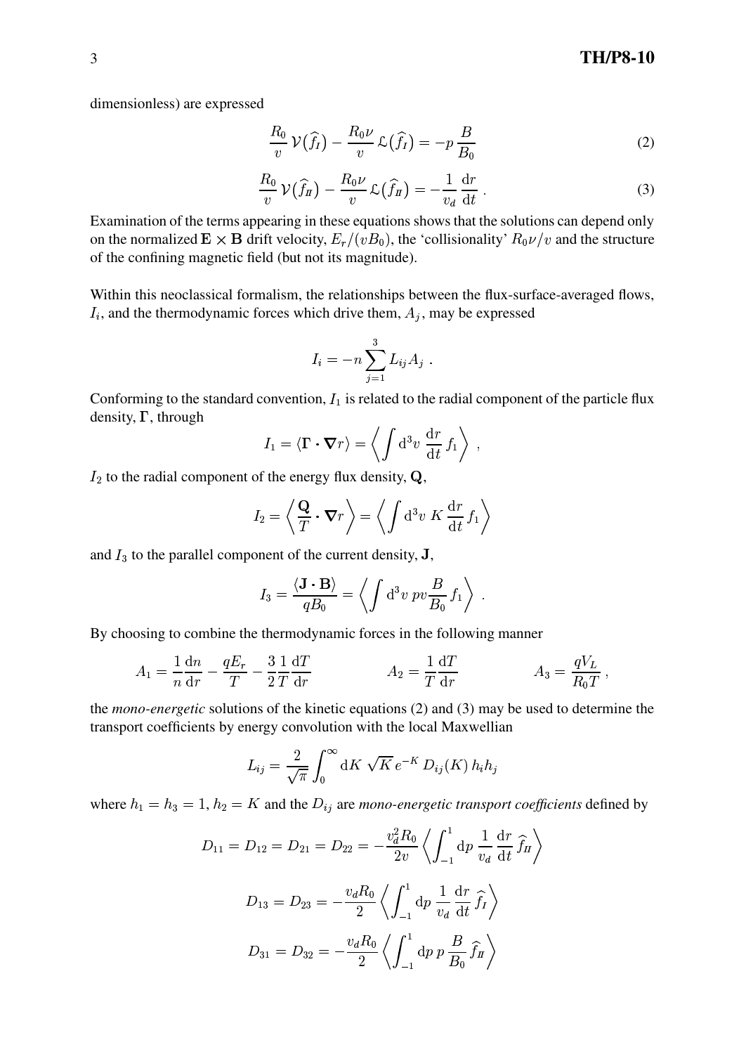dimensionless) are expressed

$$\frac{R_0}{v}\,\mathcal{V}\big(\widehat{f}_I\big) - \frac{R_0\nu}{v}\,\mathcal{L}\big(\widehat{f}_I\big) = -p\,\frac{B}{B_0} \tag{2}$$

$$\frac{R_0}{v}\,\mathcal{V}\big(\widehat{f}_{II}\big) - \frac{R_0\nu}{v}\,\mathcal{L}\big(\widehat{f}_{II}\big) = -\frac{1}{v_d}\,\frac{\mathrm{d}r}{\mathrm{d}t}\,. \tag{3}$$

Examination of the terms appearing in these equations shows that the solutions can depend only on the normalized $\mathbf{E}\times\mathbf{B}$ drift velocity, $E_r/(vB_0)$, the 'collisionality' $R_0\nu/v$ and the structure of the confining magnetic field (but not its magnitude).

Within this neoclassical formalism, the relationships between the flux-surface-averaged flows, $I_i$, and the thermodynamic forces which drive them, $A_j$, may be expressed

$$I_i = -n\sum_{j=1}^{3} L_{ij}A_j\,.$$

Conforming to the standard convention, $I_1$ is related to the radial component of the particle flux density, $\mathbf{\Gamma}$, through

$$I_1 = \langle \mathbf{\Gamma}\cdot\boldsymbol{\nabla}r\rangle = \left\langle \int \mathrm{d}^3v\,\frac{\mathrm{d}r}{\mathrm{d}t}\,f_1\right\rangle\,,$$

$I_2$ to the radial component of the energy flux density, $\mathbf{Q}$,

$$I_2 = \left\langle \frac{\mathbf{Q}}{T}\cdot\boldsymbol{\nabla}r\right\rangle = \left\langle \int \mathrm{d}^3v\,K\,\frac{\mathrm{d}r}{\mathrm{d}t}\,f_1\right\rangle$$

and $I_3$ to the parallel component of the current density, $\mathbf{J}$,

$$I_3 = \frac{\langle \mathbf{J}\cdot\mathbf{B}\rangle}{qB_0} = \left\langle \int \mathrm{d}^3v\,pv\frac{B}{B_0}\,f_1\right\rangle\,.$$

By choosing to combine the thermodynamic forces in the following manner

$$A_1 = \frac{1}{n}\frac{\mathrm{d}n}{\mathrm{d}r} - \frac{qE_r}{T} - \frac{3}{2}\frac{1}{T}\frac{\mathrm{d}T}{\mathrm{d}r} \qquad\qquad A_2 = \frac{1}{T}\frac{\mathrm{d}T}{\mathrm{d}r} \qquad\qquad A_3 = \frac{qV_L}{R_0T}\,,$$

the *mono-energetic* solutions of the kinetic equations (2) and (3) may be used to determine the transport coefficients by energy convolution with the local Maxwellian

$$L_{ij} = \frac{2}{\sqrt{\pi}}\int_0^\infty \mathrm{d}K\,\sqrt{K}\,e^{-K}\,D_{ij}(K)\,h_ih_j$$

where $h_1 = h_3 = 1$, $h_2 = K$ and the $D_{ij}$ are *mono-energetic transport coefficients* defined by

$$D_{11} = D_{12} = D_{21} = D_{22} = -\frac{v_d^2R_0}{2v}\left\langle \int_{-1}^{1}\mathrm{d}p\,\frac{1}{v_d}\,\frac{\mathrm{d}r}{\mathrm{d}t}\,\widehat{f}_{II}\right\rangle$$

$$D_{13} = D_{23} = -\frac{v_dR_0}{2}\left\langle \int_{-1}^{1}\mathrm{d}p\,\frac{1}{v_d}\,\frac{\mathrm{d}r}{\mathrm{d}t}\,\widehat{f}_{I}\right\rangle$$

$$D_{31} = D_{32} = -\frac{v_dR_0}{2}\left\langle \int_{-1}^{1}\mathrm{d}p\,p\,\frac{B}{B_0}\,\widehat{f}_{II}\right\rangle$$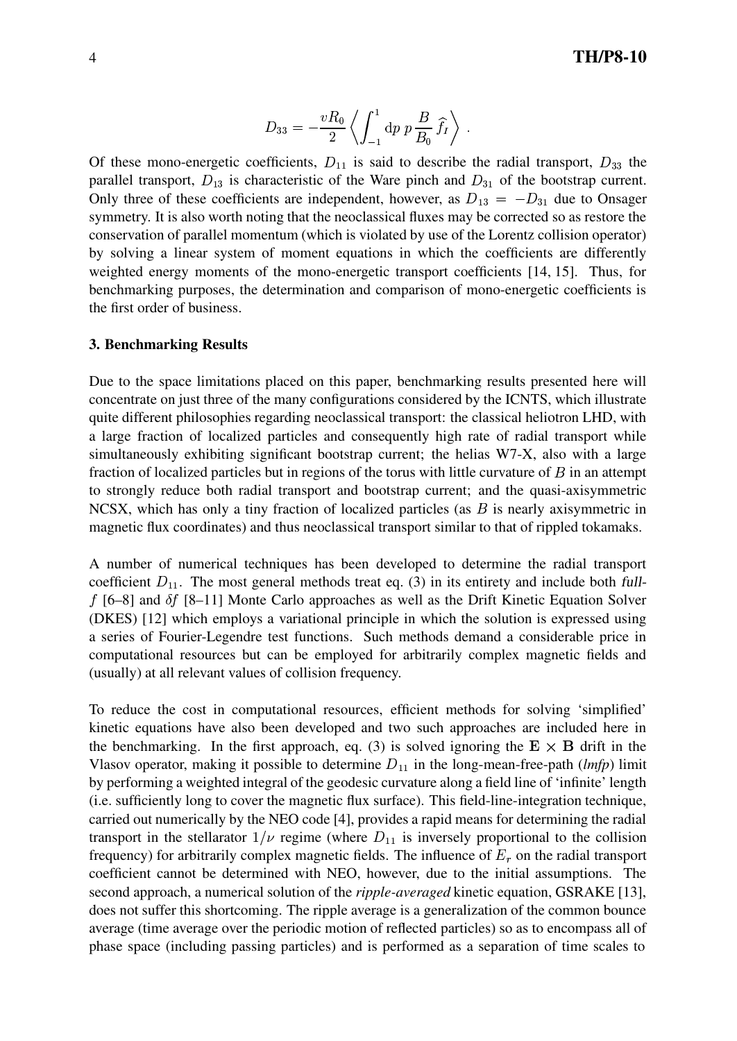$$D_{33} = -\frac{vR_0}{2} \left\langle \int_{-1}^{1} \mathrm{d}p \; p \, \frac{B}{B_0} \, \widehat{f}_I \right\rangle \, .$$

Of these mono-energetic coefficients, $D_{11}$ is said to describe the radial transport, $D_{33}$ the parallel transport, $D_{13}$ is characteristic of the Ware pinch and $D_{31}$ of the bootstrap current. Only three of these coefficients are independent, however, as $D_{13} = -D_{31}$ due to Onsager symmetry. It is also worth noting that the neoclassical fluxes may be corrected so as restore the conservation of parallel momentum (which is violated by use of the Lorentz collision operator) by solving a linear system of moment equations in which the coefficients are differently weighted energy moments of the mono-energetic transport coefficients [14, 15]. Thus, for benchmarking purposes, the determination and comparison of mono-energetic coefficients is the first order of business.

### 3. Benchmarking Results

Due to the space limitations placed on this paper, benchmarking results presented here will concentrate on just three of the many configurations considered by the ICNTS, which illustrate quite different philosophies regarding neoclassical transport: the classical heliotron LHD, with a large fraction of localized particles and consequently high rate of radial transport while simultaneously exhibiting significant bootstrap current; the helias W7-X, also with a large fraction of localized particles but in regions of the torus with little curvature of $B$ in an attempt to strongly reduce both radial transport and bootstrap current; and the quasi-axisymmetric NCSX, which has only a tiny fraction of localized particles (as $B$ is nearly axisymmetric in magnetic flux coordinates) and thus neoclassical transport similar to that of rippled tokamaks.

A number of numerical techniques has been developed to determine the radial transport coefficient $D_{11}$. The most general methods treat eq. (3) in its entirety and include both *full-$f$* [6–8] and $\delta f$ [8–11] Monte Carlo approaches as well as the Drift Kinetic Equation Solver (DKES) [12] which employs a variational principle in which the solution is expressed using a series of Fourier-Legendre test functions. Such methods demand a considerable price in computational resources but can be employed for arbitrarily complex magnetic fields and (usually) at all relevant values of collision frequency.

To reduce the cost in computational resources, efficient methods for solving 'simplified' kinetic equations have also been developed and two such approaches are included here in the benchmarking. In the first approach, eq. (3) is solved ignoring the $\mathbf{E} \times \mathbf{B}$ drift in the Vlasov operator, making it possible to determine $D_{11}$ in the long-mean-free-path (*lmfp*) limit by performing a weighted integral of the geodesic curvature along a field line of 'infinite' length (i.e. sufficiently long to cover the magnetic flux surface). This field-line-integration technique, carried out numerically by the NEO code [4], provides a rapid means for determining the radial transport in the stellarator $1/\nu$ regime (where $D_{11}$ is inversely proportional to the collision frequency) for arbitrarily complex magnetic fields. The influence of $E_r$ on the radial transport coefficient cannot be determined with NEO, however, due to the initial assumptions. The second approach, a numerical solution of the *ripple-averaged* kinetic equation, GSRAKE [13], does not suffer this shortcoming. The ripple average is a generalization of the common bounce average (time average over the periodic motion of reflected particles) so as to encompass all of phase space (including passing particles) and is performed as a separation of time scales to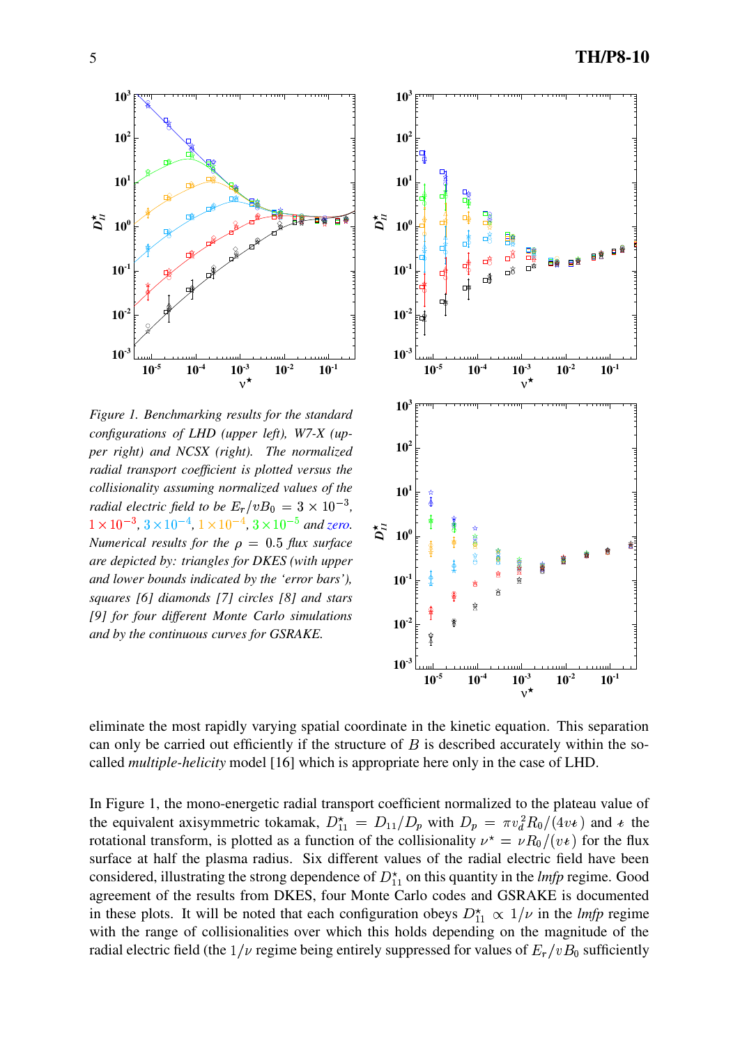*Figure 1. Benchmarking results for the standard configurations of LHD (upper left), W7-X (upper right) and NCSX (right). The normalized radial transport coefficient is plotted versus the collisionality assuming normalized values of the radial electric field to be $E_r/vB_0 = 3 \times 10^{-3}$, $1\times10^{-3}$, $3\times10^{-4}$, $1\times10^{-4}$, $3\times10^{-5}$ and zero. Numerical results for the $\rho = 0.5$ flux surface are depicted by: triangles for DKES (with upper and lower bounds indicated by the 'error bars'), squares [6] diamonds [7] circles [8] and stars [9] for four different Monte Carlo simulations and by the continuous curves for GSRAKE.*

eliminate the most rapidly varying spatial coordinate in the kinetic equation. This separation can only be carried out efficiently if the structure of $B$ is described accurately within the so-called *multiple-helicity* model [16] which is appropriate here only in the case of LHD.

In Figure 1, the mono-energetic radial transport coefficient normalized to the plateau value of the equivalent axisymmetric tokamak, $D^{\star}_{11} = D_{11}/D_p$ with $D_p = \pi v_d^2 R_0/(4v\iota)$ and $\iota$ the rotational transform, is plotted as a function of the collisionality $\nu^{\star} = \nu R_0/(v\iota)$ for the flux surface at half the plasma radius. Six different values of the radial electric field have been considered, illustrating the strong dependence of $D^{\star}_{11}$ on this quantity in the *lmfp* regime. Good agreement of the results from DKES, four Monte Carlo codes and GSRAKE is documented in these plots. It will be noted that each configuration obeys $D^{\star}_{11} \propto 1/\nu$ in the *lmfp* regime with the range of collisionalities over which this holds depending on the magnitude of the radial electric field (the $1/\nu$ regime being entirely suppressed for values of $E_r/vB_0$ sufficiently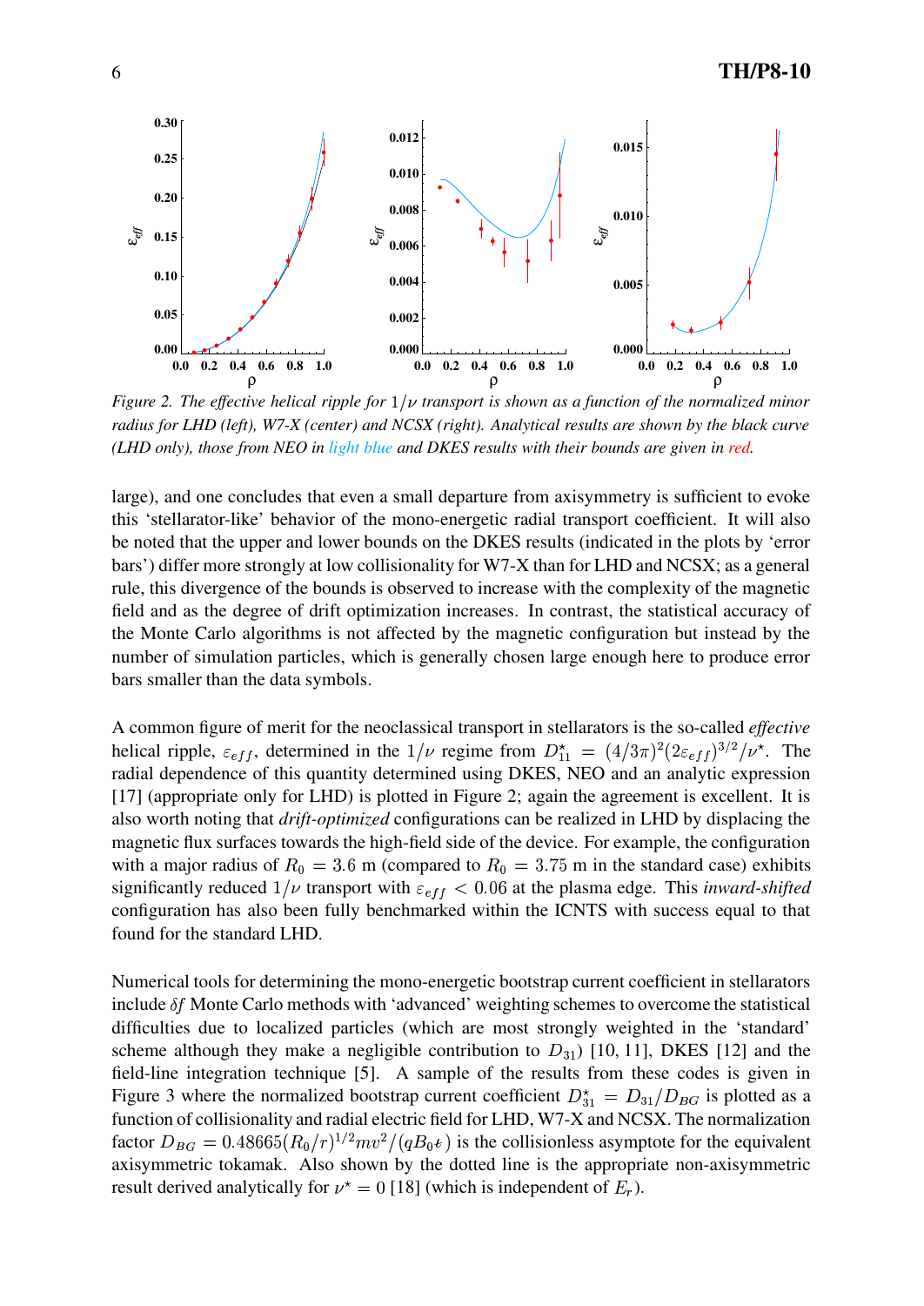*Figure 2. The effective helical ripple for $1/\nu$ transport is shown as a function of the normalized minor radius for LHD (left), W7-X (center) and NCSX (right). Analytical results are shown by the black curve (LHD only), those from NEO in light blue and DKES results with their bounds are given in red.*

large), and one concludes that even a small departure from axisymmetry is sufficient to evoke this 'stellarator-like' behavior of the mono-energetic radial transport coefficient. It will also be noted that the upper and lower bounds on the DKES results (indicated in the plots by 'error bars') differ more strongly at low collisionality for W7-X than for LHD and NCSX; as a general rule, this divergence of the bounds is observed to increase with the complexity of the magnetic field and as the degree of drift optimization increases. In contrast, the statistical accuracy of the Monte Carlo algorithms is not affected by the magnetic configuration but instead by the number of simulation particles, which is generally chosen large enough here to produce error bars smaller than the data symbols.

A common figure of merit for the neoclassical transport in stellarators is the so-called *effective* helical ripple, $\varepsilon_{eff}$, determined in the $1/\nu$ regime from $D_{11}^{\star} = (4/3\pi)^2(2\varepsilon_{eff})^{3/2}/\nu^{\star}$. The radial dependence of this quantity determined using DKES, NEO and an analytic expression [17] (appropriate only for LHD) is plotted in Figure 2; again the agreement is excellent. It is also worth noting that *drift-optimized* configurations can be realized in LHD by displacing the magnetic flux surfaces towards the high-field side of the device. For example, the configuration with a major radius of $R_0 = 3.6$ m (compared to $R_0 = 3.75$ m in the standard case) exhibits significantly reduced $1/\nu$ transport with $\varepsilon_{eff} < 0.06$ at the plasma edge. This *inward-shifted* configuration has also been fully benchmarked within the ICNTS with success equal to that found for the standard LHD.

Numerical tools for determining the mono-energetic bootstrap current coefficient in stellarators include $\delta f$ Monte Carlo methods with 'advanced' weighting schemes to overcome the statistical difficulties due to localized particles (which are most strongly weighted in the 'standard' scheme although they make a negligible contribution to $D_{31}$) [10, 11], DKES [12] and the field-line integration technique [5]. A sample of the results from these codes is given in Figure 3 where the normalized bootstrap current coefficient $D_{31}^{\star} = D_{31}/D_{BG}$ is plotted as a function of collisionality and radial electric field for LHD, W7-X and NCSX. The normalization factor $D_{BG} = 0.48665(R_0/r)^{1/2}mv^2/(qB_0\iota)$ is the collisionless asymptote for the equivalent axisymmetric tokamak. Also shown by the dotted line is the appropriate non-axisymmetric result derived analytically for $\nu^{\star} = 0$ [18] (which is independent of $E_r$).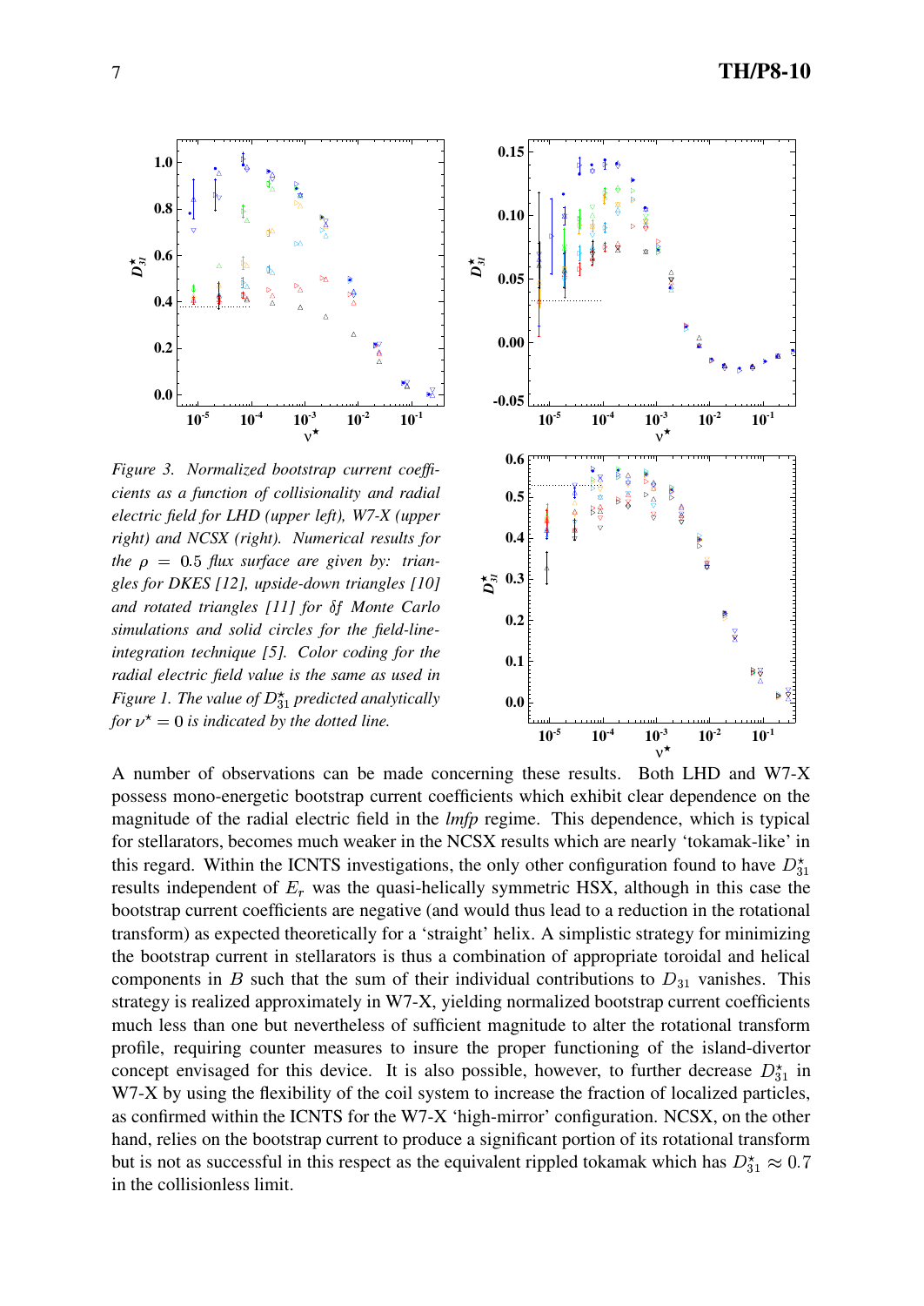*Figure 3. Normalized bootstrap current coefficients as a function of collisionality and radial electric field for LHD (upper left), W7-X (upper right) and NCSX (right). Numerical results for the $\rho = 0.5$ flux surface are given by: triangles for DKES [12], upside-down triangles [10] and rotated triangles [11] for $\delta f$ Monte Carlo simulations and solid circles for the field-line-integration technique [5]. Color coding for the radial electric field value is the same as used in Figure 1. The value of $D^{\star}_{31}$ predicted analytically for $\nu^{\star} = 0$ is indicated by the dotted line.*

A number of observations can be made concerning these results. Both LHD and W7-X possess mono-energetic bootstrap current coefficients which exhibit clear dependence on the magnitude of the radial electric field in the *lmfp* regime. This dependence, which is typical for stellarators, becomes much weaker in the NCSX results which are nearly 'tokamak-like' in this regard. Within the ICNTS investigations, the only other configuration found to have $D^{\star}_{31}$ results independent of $E_r$ was the quasi-helically symmetric HSX, although in this case the bootstrap current coefficients are negative (and would thus lead to a reduction in the rotational transform) as expected theoretically for a 'straight' helix. A simplistic strategy for minimizing the bootstrap current in stellarators is thus a combination of appropriate toroidal and helical components in $B$ such that the sum of their individual contributions to $D_{31}$ vanishes. This strategy is realized approximately in W7-X, yielding normalized bootstrap current coefficients much less than one but nevertheless of sufficient magnitude to alter the rotational transform profile, requiring counter measures to insure the proper functioning of the island-divertor concept envisaged for this device. It is also possible, however, to further decrease $D^{\star}_{31}$ in W7-X by using the flexibility of the coil system to increase the fraction of localized particles, as confirmed within the ICNTS for the W7-X 'high-mirror' configuration. NCSX, on the other hand, relies on the bootstrap current to produce a significant portion of its rotational transform but is not as successful in this respect as the equivalent rippled tokamak which has $D^{\star}_{31} \approx 0.7$ in the collisionless limit.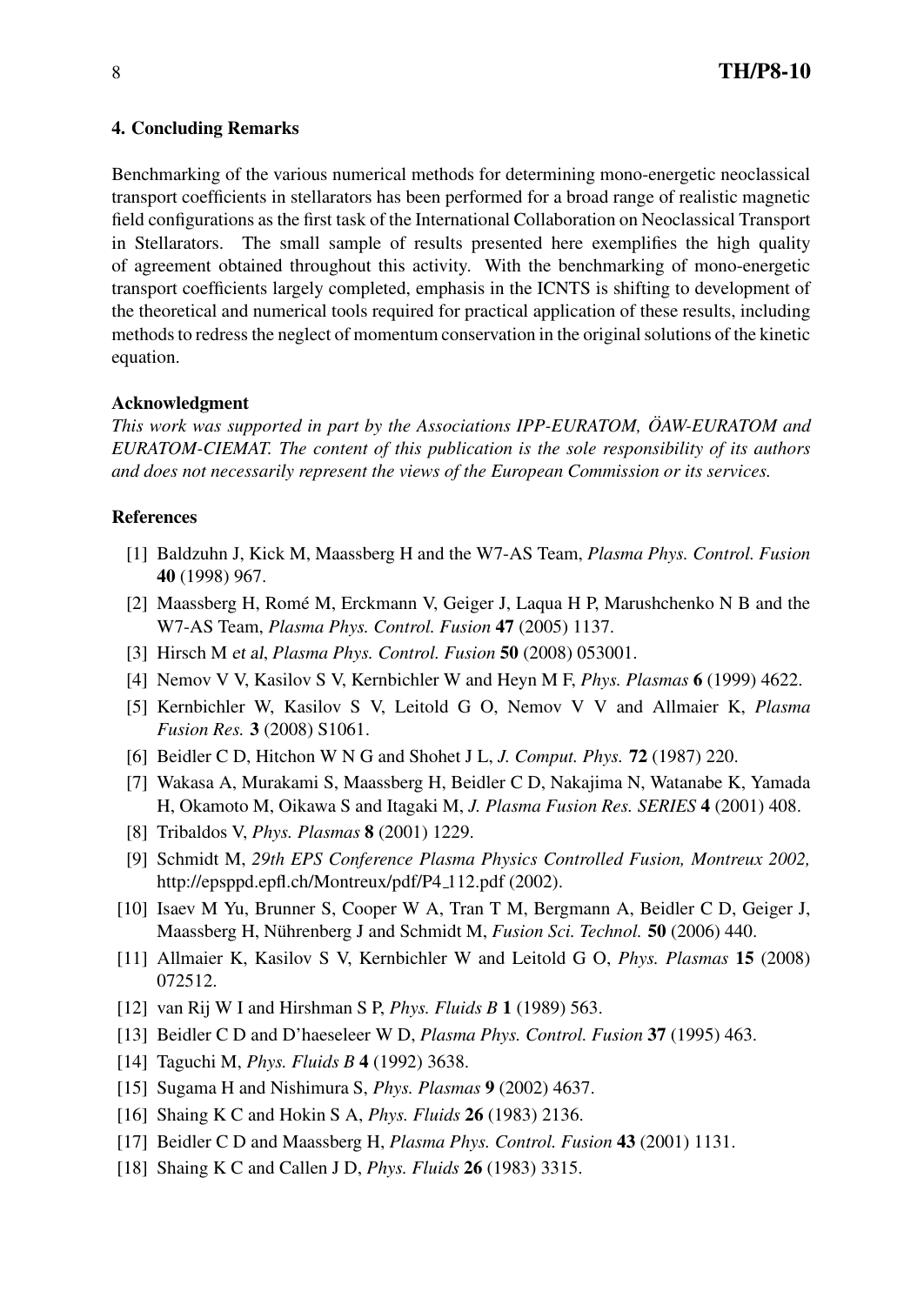## 4. Concluding Remarks

Benchmarking of the various numerical methods for determining mono-energetic neoclassical transport coefficients in stellarators has been performed for a broad range of realistic magnetic field configurations as the first task of the International Collaboration on Neoclassical Transport in Stellarators. The small sample of results presented here exemplifies the high quality of agreement obtained throughout this activity. With the benchmarking of mono-energetic transport coefficients largely completed, emphasis in the ICNTS is shifting to development of the theoretical and numerical tools required for practical application of these results, including methods to redress the neglect of momentum conservation in the original solutions of the kinetic equation.

### Acknowledgment

*This work was supported in part by the Associations IPP-EURATOM, ÖAW-EURATOM and EURATOM-CIEMAT. The content of this publication is the sole responsibility of its authors and does not necessarily represent the views of the European Commission or its services.*

### References

[1] Baldzuhn J, Kick M, Maassberg H and the W7-AS Team, *Plasma Phys. Control. Fusion* **40** (1998) 967.

[2] Maassberg H, Romé M, Erckmann V, Geiger J, Laqua H P, Marushchenko N B and the W7-AS Team, *Plasma Phys. Control. Fusion* **47** (2005) 1137.

[3] Hirsch M et al, *Plasma Phys. Control. Fusion* **50** (2008) 053001.

[4] Nemov V V, Kasilov S V, Kernbichler W and Heyn M F, *Phys. Plasmas* **6** (1999) 4622.

[5] Kernbichler W, Kasilov S V, Leitold G O, Nemov V V and Allmaier K, *Plasma Fusion Res.* **3** (2008) S1061.

[6] Beidler C D, Hitchon W N G and Shohet J L, *J. Comput. Phys.* **72** (1987) 220.

[7] Wakasa A, Murakami S, Maassberg H, Beidler C D, Nakajima N, Watanabe K, Yamada H, Okamoto M, Oikawa S and Itagaki M, *J. Plasma Fusion Res. SERIES* **4** (2001) 408.

[8] Tribaldos V, *Phys. Plasmas* **8** (2001) 1229.

[9] Schmidt M, *29th EPS Conference Plasma Physics Controlled Fusion, Montreux 2002,* http://epsppd.epfl.ch/Montreux/pdf/P4_112.pdf (2002).

[10] Isaev M Yu, Brunner S, Cooper W A, Tran T M, Bergmann A, Beidler C D, Geiger J, Maassberg H, Nührenberg J and Schmidt M, *Fusion Sci. Technol.* **50** (2006) 440.

[11] Allmaier K, Kasilov S V, Kernbichler W and Leitold G O, *Phys. Plasmas* **15** (2008) 072512.

[12] van Rij W I and Hirshman S P, *Phys. Fluids B* **1** (1989) 563.

[13] Beidler C D and D'haeseleer W D, *Plasma Phys. Control. Fusion* **37** (1995) 463.

[14] Taguchi M, *Phys. Fluids B* **4** (1992) 3638.

[15] Sugama H and Nishimura S, *Phys. Plasmas* **9** (2002) 4637.

[16] Shaing K C and Hokin S A, *Phys. Fluids* **26** (1983) 2136.

[17] Beidler C D and Maassberg H, *Plasma Phys. Control. Fusion* **43** (2001) 1131.

[18] Shaing K C and Callen J D, *Phys. Fluids* **26** (1983) 3315.